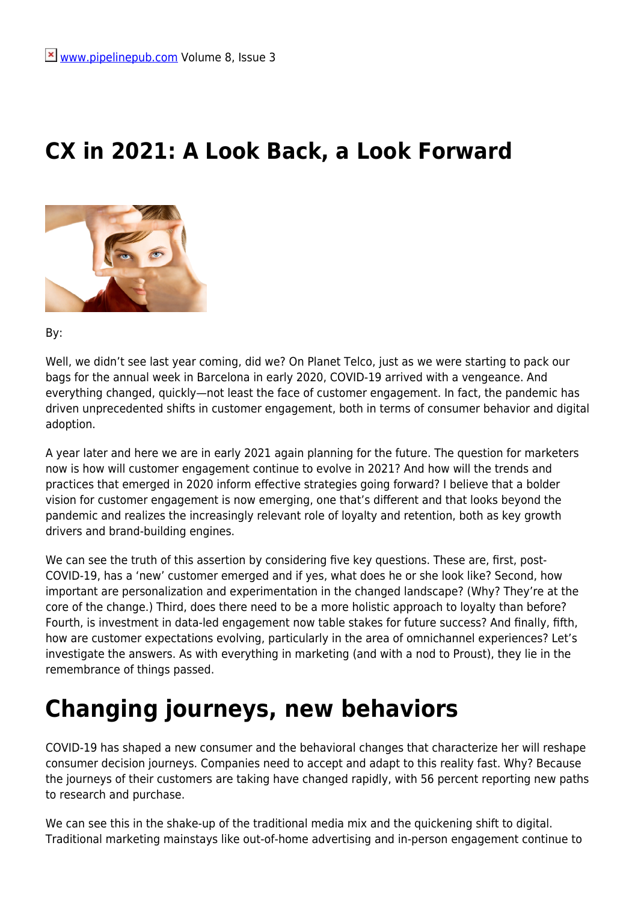# CX in 2021: A Look Back, a Look Forward

By:

Well, we didn't see last year coming, did we? On Planet Telco, just as we were starting to pack our bags for the annual week in Barcelona in early 2020, COVID-19 arrived with a vengeance. And everything changed, quickly—not least the face of customer engagement. In fact, the pandemic has driven unprecedented shifts in customer engagement, both in terms of consumer behavior and digital adoption.

A year later and here we are in early 2021 again planning for the future. The question for marketers now is how will customer engagement continue to evolve in 2021? And how will the trends and practices that emerged in 2020 inform effective strategies going forward? I believe that a bolder vision for customer engagement is now emerging, one that's different and that looks beyond the pandemic and realizes the increasingly relevant role of loyalty and retention, both as key growth drivers and brand-building engines.

We can see the truth of this assertion by considering five key questions. These are, first, post-COVID-19, has a 'new' customer emerged and if yes, what does he or she look like? Second, how important are personalization and experimentation in the changed landscape? (Why? They're at the core of the change.) Third, does there need to be a more holistic approach to loyalty than before? Fourth, is investment in data-led engagement now table stakes for future success? And finally, fifth, how are customer expectations evolving, particularly in the area of omnichannel experiences? Let's investigate the answers. As with everything in marketing (and with a nod to Proust), they lie in the remembrance of things passed.

## Changing journeys, new behaviors

COVID-19 has shaped a new consumer and the behavioral changes that characterize her will reshape consumer decision journeys. Companies need to accept and adapt to this reality fast. Why? Because the journeys of their customers are taking have changed rapidly, with 56 percent reporting new paths to research and purchase.

We can see this in the shake-up of the traditional media mix and the quickening shift to digital. Traditional marketing mainstays like out-of-home advertising and in-person engagement continue to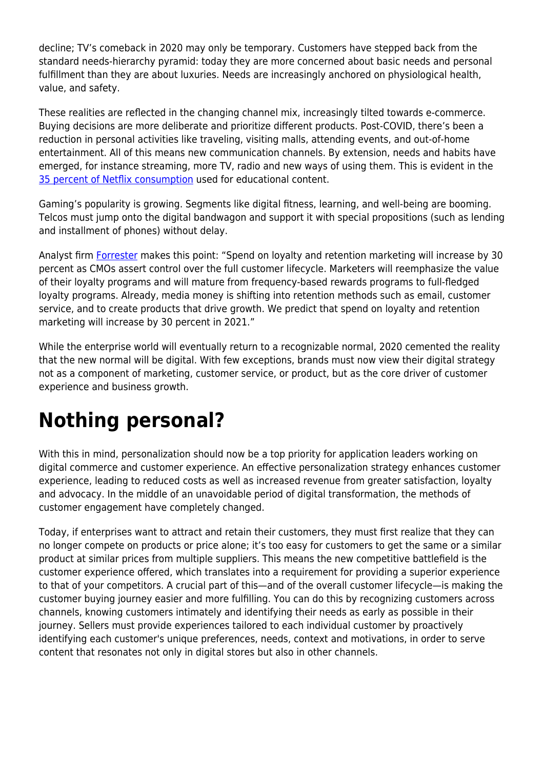decline; TV's comeback in 2020 may only be temporary. Customers have stepped back from the standard needs-hierarchy pyramid: today they are more concerned about basic needs and personal fulfillment than they are about luxuries. Needs are increasingly anchored on physiological health, value, and safety.

These realities are reflected in the changing channel mix, increasingly tilted towards e-commerce. Buying decisions are more deliberate and prioritize different products. Post-COVID, there's been a reduction in personal activities like traveling, visiting malls, attending events, and out-of-home entertainment. All of this means new communication channels. By extension, needs and habits have emerged, for instance streaming, more TV, radio and new ways of using them. This is evident in the 35 percent of Netflix consumption used for educational content.

Gaming's popularity is growing. Segments like digital fitness, learning, and well-being are booming. Telcos must jump onto the digital bandwagon and support it with special propositions (such as lending and installment of phones) without delay.

Analyst firm Forrester makes this point: "Spend on loyalty and retention marketing will increase by 30 percent as CMOs assert control over the full customer lifecycle. Marketers will reemphasize the value of their loyalty programs and will mature from frequency-based rewards programs to full-fledged loyalty programs. Already, media money is shifting into retention methods such as email, customer service, and to create products that drive growth. We predict that spend on loyalty and retention marketing will increase by 30 percent in 2021."

While the enterprise world will eventually return to a recognizable normal, 2020 cemented the reality that the new normal will be digital. With few exceptions, brands must now view their digital strategy not as a component of marketing, customer service, or product, but as the core driver of customer experience and business growth.

# Nothing personal?

With this in mind, personalization should now be a top priority for application leaders working on digital commerce and customer experience. An effective personalization strategy enhances customer experience, leading to reduced costs as well as increased revenue from greater satisfaction, loyalty and advocacy. In the middle of an unavoidable period of digital transformation, the methods of customer engagement have completely changed.

Today, if enterprises want to attract and retain their customers, they must first realize that they can no longer compete on products or price alone; it's too easy for customers to get the same or a similar product at similar prices from multiple suppliers. This means the new competitive battlefield is the customer experience offered, which translates into a requirement for providing a superior experience to that of your competitors. A crucial part of this—and of the overall customer lifecycle—is making the customer buying journey easier and more fulfilling. You can do this by recognizing customers across channels, knowing customers intimately and identifying their needs as early as possible in their journey. Sellers must provide experiences tailored to each individual customer by proactively identifying each customer's unique preferences, needs, context and motivations, in order to serve content that resonates not only in digital stores but also in other channels.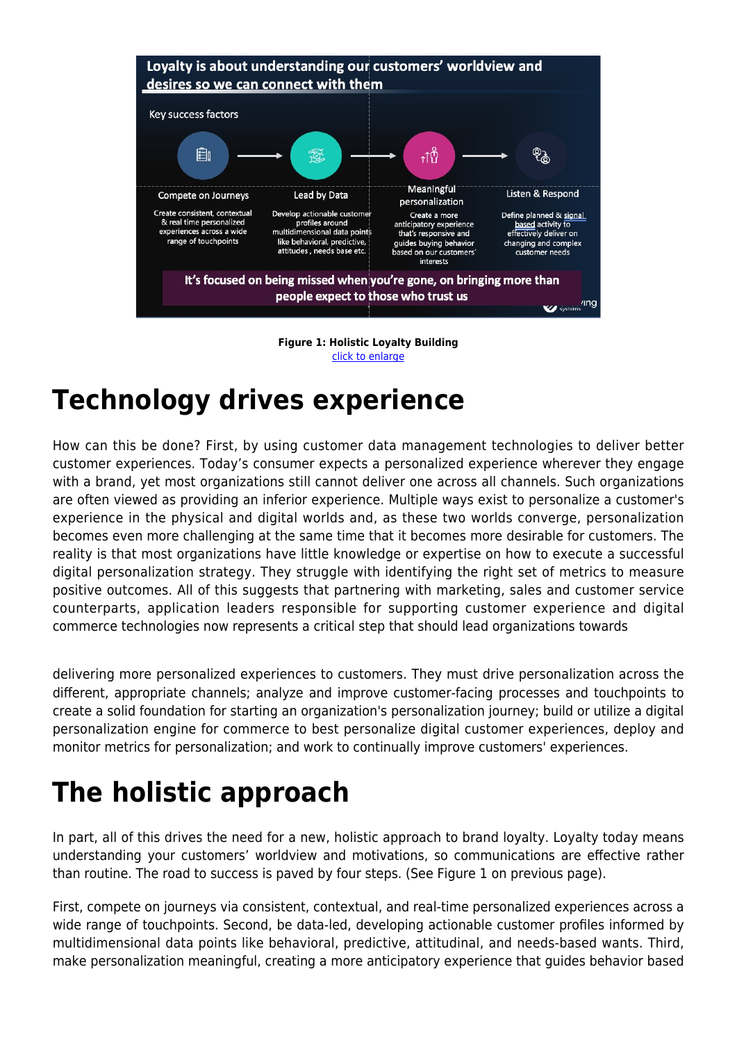**Figure 1: Holistic Loyalty Building**
click to enlarge

# Technology drives experience

How can this be done? First, by using customer data management technologies to deliver better customer experiences. Today's consumer expects a personalized experience wherever they engage with a brand, yet most organizations still cannot deliver one across all channels. Such organizations are often viewed as providing an inferior experience. Multiple ways exist to personalize a customer's experience in the physical and digital worlds and, as these two worlds converge, personalization becomes even more challenging at the same time that it becomes more desirable for customers. The reality is that most organizations have little knowledge or expertise on how to execute a successful digital personalization strategy. They struggle with identifying the right set of metrics to measure positive outcomes. All of this suggests that partnering with marketing, sales and customer service counterparts, application leaders responsible for supporting customer experience and digital commerce technologies now represents a critical step that should lead organizations towards

delivering more personalized experiences to customers. They must drive personalization across the different, appropriate channels; analyze and improve customer-facing processes and touchpoints to create a solid foundation for starting an organization's personalization journey; build or utilize a digital personalization engine for commerce to best personalize digital customer experiences, deploy and monitor metrics for personalization; and work to continually improve customers' experiences.

# The holistic approach

In part, all of this drives the need for a new, holistic approach to brand loyalty. Loyalty today means understanding your customers' worldview and motivations, so communications are effective rather than routine. The road to success is paved by four steps. (See Figure 1 on previous page).

First, compete on journeys via consistent, contextual, and real-time personalized experiences across a wide range of touchpoints. Second, be data-led, developing actionable customer profiles informed by multidimensional data points like behavioral, predictive, attitudinal, and needs-based wants. Third, make personalization meaningful, creating a more anticipatory experience that guides behavior based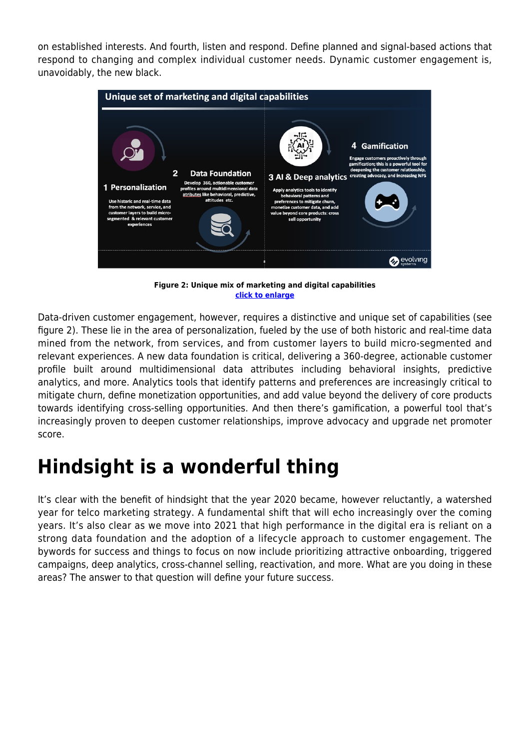on established interests. And fourth, listen and respond. Define planned and signal-based actions that respond to changing and complex individual customer needs. Dynamic customer engagement is, unavoidably, the new black.

Unique set of marketing and digital capabilities

1 Personalization

Use historic and real-time data from the network, service, and customer layers to build micro-segmented & relevant customer experiences

2 Data Foundation

Develop 360, actionable customer profiles around multidimensional data atributes like behavioral, predictive, attitudes etc.

3 AI & Deep analytics

Apply analytics tools to identify behavioral patterns and preferences to mitigate churn, monetize customer data, and add value beyond core products: cross sell opportunity

4 Gamification

Engage customers proactively through gamification; this is a powerful tool for deepening the customer relationship, creating advocacy, and increasing NPS

evolving systems

**Figure 2: Unique mix of marketing and digital capabilities**
**click to enlarge**

Data-driven customer engagement, however, requires a distinctive and unique set of capabilities (see figure 2). These lie in the area of personalization, fueled by the use of both historic and real-time data mined from the network, from services, and from customer layers to build micro-segmented and relevant experiences. A new data foundation is critical, delivering a 360-degree, actionable customer profile built around multidimensional data attributes including behavioral insights, predictive analytics, and more. Analytics tools that identify patterns and preferences are increasingly critical to mitigate churn, define monetization opportunities, and add value beyond the delivery of core products towards identifying cross-selling opportunities. And then there's gamification, a powerful tool that's increasingly proven to deepen customer relationships, improve advocacy and upgrade net promoter score.

# Hindsight is a wonderful thing

It's clear with the benefit of hindsight that the year 2020 became, however reluctantly, a watershed year for telco marketing strategy. A fundamental shift that will echo increasingly over the coming years. It's also clear as we move into 2021 that high performance in the digital era is reliant on a strong data foundation and the adoption of a lifecycle approach to customer engagement. The bywords for success and things to focus on now include prioritizing attractive onboarding, triggered campaigns, deep analytics, cross-channel selling, reactivation, and more. What are you doing in these areas? The answer to that question will define your future success.